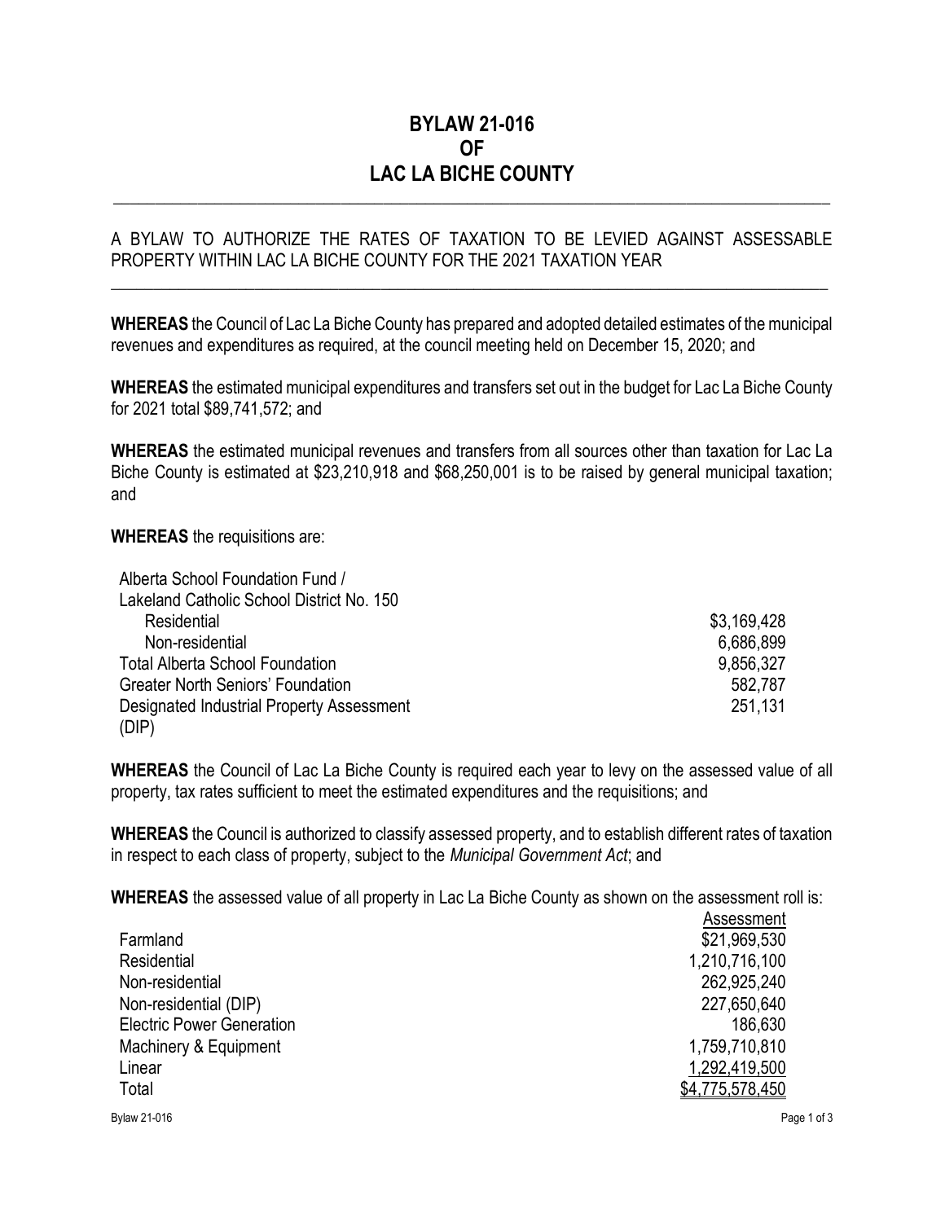# BYLAW 21-016
# OF
# LAC LA BICHE COUNTY

---

A BYLAW TO AUTHORIZE THE RATES OF TAXATION TO BE LEVIED AGAINST ASSESSABLE PROPERTY WITHIN LAC LA BICHE COUNTY FOR THE 2021 TAXATION YEAR

---

**WHEREAS** the Council of Lac La Biche County has prepared and adopted detailed estimates of the municipal revenues and expenditures as required, at the council meeting held on December 15, 2020; and

**WHEREAS** the estimated municipal expenditures and transfers set out in the budget for Lac La Biche County for 2021 total $89,741,572; and

**WHEREAS** the estimated municipal revenues and transfers from all sources other than taxation for Lac La Biche County is estimated at $23,210,918 and $68,250,001 is to be raised by general municipal taxation; and

**WHEREAS** the requisitions are:

| | |
|---|---|
| Alberta School Foundation Fund / Lakeland Catholic School District No. 150 | |
| Residential | $3,169,428 |
| Non-residential | 6,686,899 |
| Total Alberta School Foundation | 9,856,327 |
| Greater North Seniors' Foundation | 582,787 |
| Designated Industrial Property Assessment (DIP) | 251,131 |

**WHEREAS** the Council of Lac La Biche County is required each year to levy on the assessed value of all property, tax rates sufficient to meet the estimated expenditures and the requisitions; and

**WHEREAS** the Council is authorized to classify assessed property, and to establish different rates of taxation in respect to each class of property, subject to the *Municipal Government Act*; and

**WHEREAS** the assessed value of all property in Lac La Biche County as shown on the assessment roll is:

| | Assessment |
|---|---|
| Farmland | $21,969,530 |
| Residential | 1,210,716,100 |
| Non-residential | 262,925,240 |
| Non-residential (DIP) | 227,650,640 |
| Electric Power Generation | 186,630 |
| Machinery & Equipment | 1,759,710,810 |
| Linear | 1,292,419,500 |
| Total | $4,775,578,450 |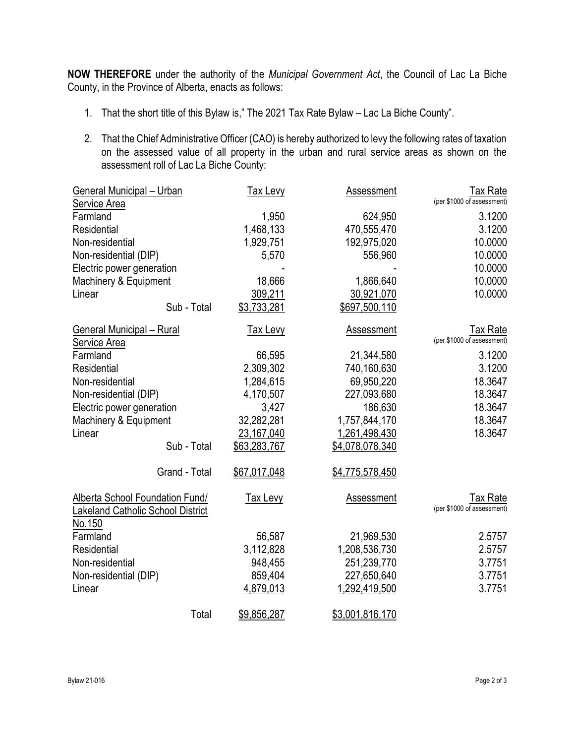**NOW THEREFORE** under the authority of the *Municipal Government Act*, the Council of Lac La Biche County, in the Province of Alberta, enacts as follows:

1. That the short title of this Bylaw is," The 2021 Tax Rate Bylaw – Lac La Biche County".

2. That the Chief Administrative Officer (CAO) is hereby authorized to levy the following rates of taxation on the assessed value of all property in the urban and rural service areas as shown on the assessment roll of Lac La Biche County:

| General Municipal – Urban Service Area | Tax Levy | Assessment | Tax Rate (per $1000 of assessment) |
|---|---|---|---|
| Farmland | 1,950 | 624,950 | 3.1200 |
| Residential | 1,468,133 | 470,555,470 | 3.1200 |
| Non-residential | 1,929,751 | 192,975,020 | 10.0000 |
| Non-residential (DIP) | 5,570 | 556,960 | 10.0000 |
| Electric power generation | - | - | 10.0000 |
| Machinery & Equipment | 18,666 | 1,866,640 | 10.0000 |
| Linear | 309,211 | 30,921,070 | 10.0000 |
| Sub - Total | $3,733,281 | $697,500,110 | |

| General Municipal – Rural Service Area | Tax Levy | Assessment | Tax Rate (per $1000 of assessment) |
|---|---|---|---|
| Farmland | 66,595 | 21,344,580 | 3.1200 |
| Residential | 2,309,302 | 740,160,630 | 3.1200 |
| Non-residential | 1,284,615 | 69,950,220 | 18.3647 |
| Non-residential (DIP) | 4,170,507 | 227,093,680 | 18.3647 |
| Electric power generation | 3,427 | 186,630 | 18.3647 |
| Machinery & Equipment | 32,282,281 | 1,757,844,170 | 18.3647 |
| Linear | 23,167,040 | 1,261,498,430 | 18.3647 |
| Sub - Total | $63,283,767 | $4,078,078,340 | |
| Grand - Total | $67,017,048 | $4,775,578,450 | |

| Alberta School Foundation Fund/ Lakeland Catholic School District No.150 | Tax Levy | Assessment | Tax Rate (per $1000 of assessment) |
|---|---|---|---|
| Farmland | 56,587 | 21,969,530 | 2.5757 |
| Residential | 3,112,828 | 1,208,536,730 | 2.5757 |
| Non-residential | 948,455 | 251,239,770 | 3.7751 |
| Non-residential (DIP) | 859,404 | 227,650,640 | 3.7751 |
| Linear | 4,879,013 | 1,292,419,500 | 3.7751 |
| Total | $9,856,287 | $3,001,816,170 | |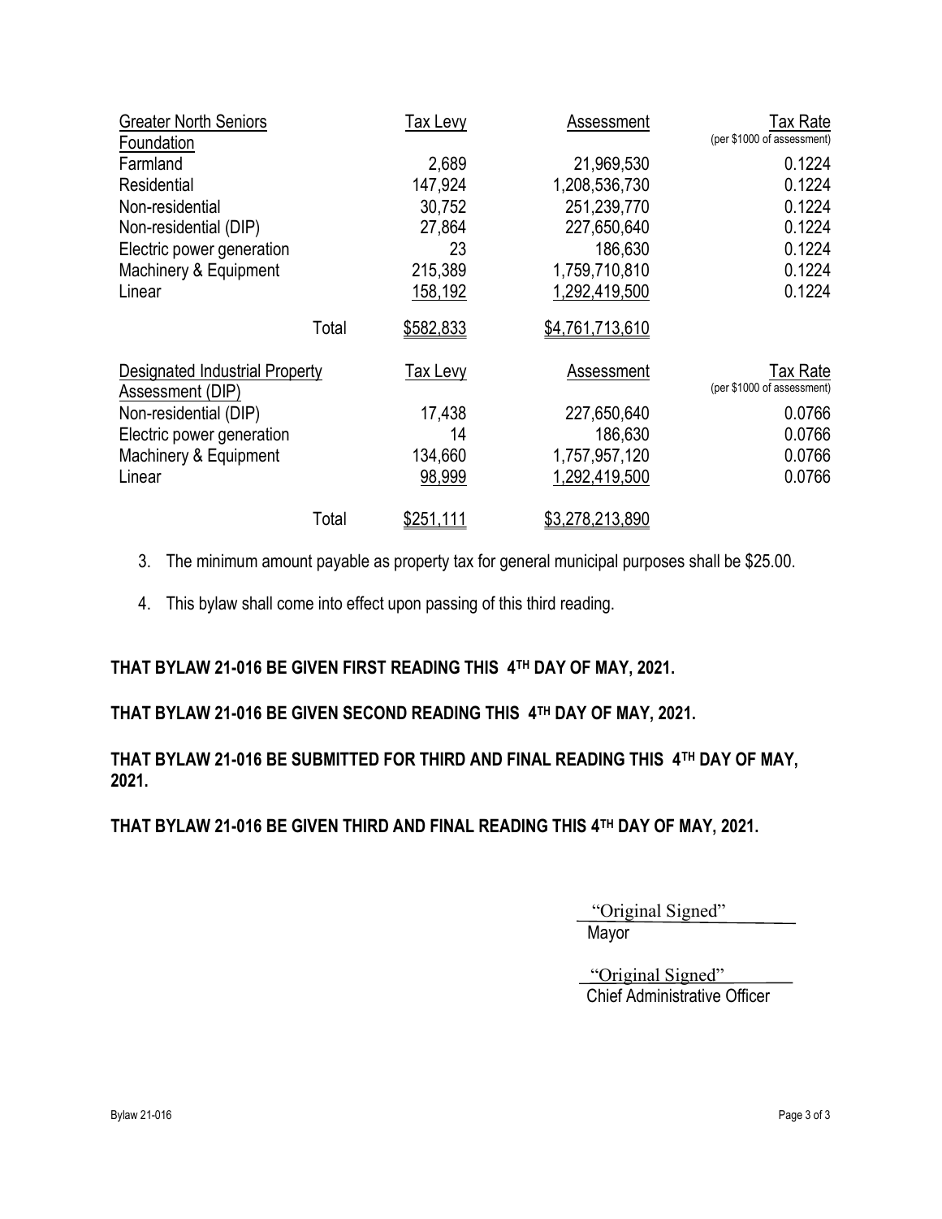| Greater North Seniors Foundation | Tax Levy | Assessment | Tax Rate (per $1000 of assessment) |
|---|---|---|---|
| Farmland | 2,689 | 21,969,530 | 0.1224 |
| Residential | 147,924 | 1,208,536,730 | 0.1224 |
| Non-residential | 30,752 | 251,239,770 | 0.1224 |
| Non-residential (DIP) | 27,864 | 227,650,640 | 0.1224 |
| Electric power generation | 23 | 186,630 | 0.1224 |
| Machinery & Equipment | 215,389 | 1,759,710,810 | 0.1224 |
| Linear | 158,192 | 1,292,419,500 | 0.1224 |
| Total | $582,833 | $4,761,713,610 | |

| Designated Industrial Property Assessment (DIP) | Tax Levy | Assessment | Tax Rate (per $1000 of assessment) |
|---|---|---|---|
| Non-residential (DIP) | 17,438 | 227,650,640 | 0.0766 |
| Electric power generation | 14 | 186,630 | 0.0766 |
| Machinery & Equipment | 134,660 | 1,757,957,120 | 0.0766 |
| Linear | 98,999 | 1,292,419,500 | 0.0766 |
| Total | $251,111 | $3,278,213,890 | |

3. The minimum amount payable as property tax for general municipal purposes shall be $25.00.

4. This bylaw shall come into effect upon passing of this third reading.

**THAT BYLAW 21-016 BE GIVEN FIRST READING THIS 4TH DAY OF MAY, 2021.**

**THAT BYLAW 21-016 BE GIVEN SECOND READING THIS 4TH DAY OF MAY, 2021.**

**THAT BYLAW 21-016 BE SUBMITTED FOR THIRD AND FINAL READING THIS 4TH DAY OF MAY, 2021.**

**THAT BYLAW 21-016 BE GIVEN THIRD AND FINAL READING THIS 4TH DAY OF MAY, 2021.**

"Original Signed"
Mayor

"Original Signed"
Chief Administrative Officer